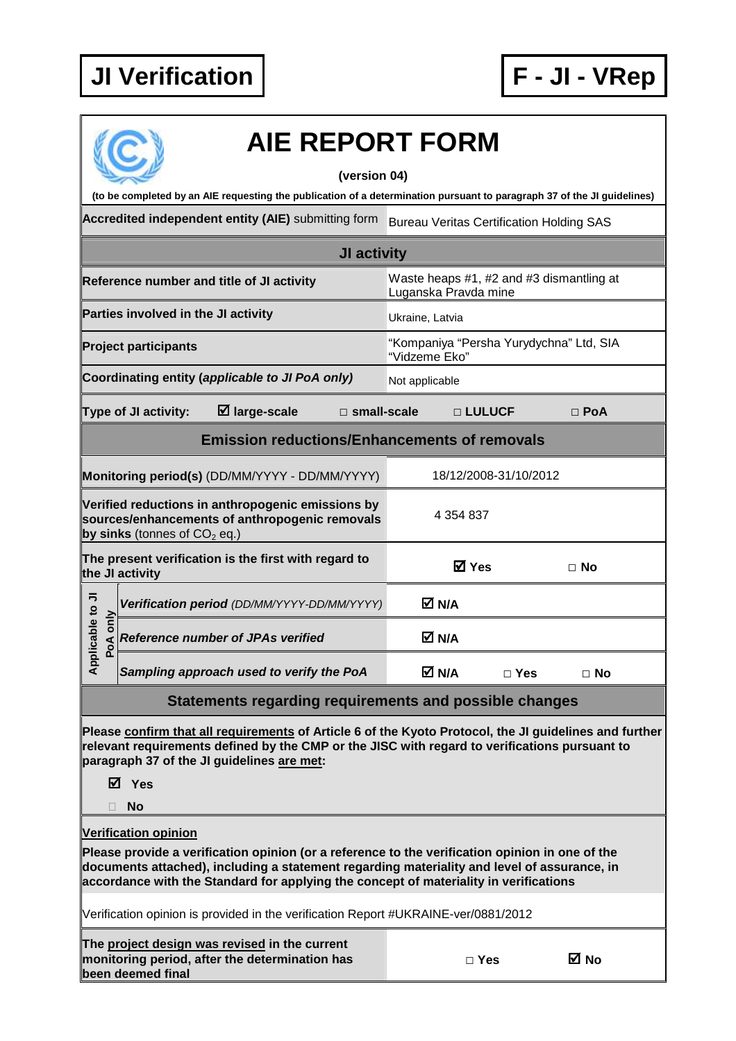**JI Verification** | **F - JI - VRep**

# AIE REPORT FORM

**(version 04)**

**(to be completed by an AIE requesting the publication of a determination pursuant to paragraph 37 of the JI guidelines)**

| **Accredited independent entity (AIE)** submitting form | Bureau Veritas Certification Holding SAS | | |
|---|---|---|---|
| **JI activity** | | | |
| **Reference number and title of JI activity** | Waste heaps #1, #2 and #3 dismantling at Luganska Pravda mine | | |
| **Parties involved in the JI activity** | Ukraine, Latvia | | |
| **Project participants** | "Kompaniya "Persha Yurydychna" Ltd, SIA "Vidzeme Eko" | | |
| **Coordinating entity (*applicable to JI PoA only*)** | Not applicable | | |
| **Type of JI activity:** ☑ **large-scale** | □ **small-scale** | □ **LULUCF** | □ **PoA** |
| **Emission reductions/Enhancements of removals** | | | |
| **Monitoring period(s)** (DD/MM/YYYY - DD/MM/YYYY) | 18/12/2008-31/10/2012 | | |
| **Verified reductions in anthropogenic emissions by sources/enhancements of anthropogenic removals by sinks** (tonnes of $CO_2$ eq.) | 4 354 837 | | |
| **The present verification is the first with regard to the JI activity** | ☑ **Yes** | □ **No** | |
| *Applicable to JI PoA only* — ***Verification period*** *(DD/MM/YYYY-DD/MM/YYYY)* | ☑ **N/A** | | |
| *Applicable to JI PoA only* — ***Reference number of JPAs verified*** | ☑ **N/A** | | |
| *Applicable to JI PoA only* — ***Sampling approach used to verify the PoA*** | ☑ **N/A** | □ **Yes** | □ **No** |

## Statements regarding requirements and possible changes

**Please confirm that all requirements of Article 6 of the Kyoto Protocol, the JI guidelines and further relevant requirements defined by the CMP or the JISC with regard to verifications pursuant to paragraph 37 of the JI guidelines are met:**

☑ **Yes**

□ **No**

**Verification opinion**

**Please provide a verification opinion (or a reference to the verification opinion in one of the documents attached), including a statement regarding materiality and level of assurance, in accordance with the Standard for applying the concept of materiality in verifications**

Verification opinion is provided in the verification Report #UKRAINE-ver/0881/2012

| **The project design was revised in the current monitoring period, after the determination has been deemed final** | □ **Yes** | ☑ **No** |
|---|---|---|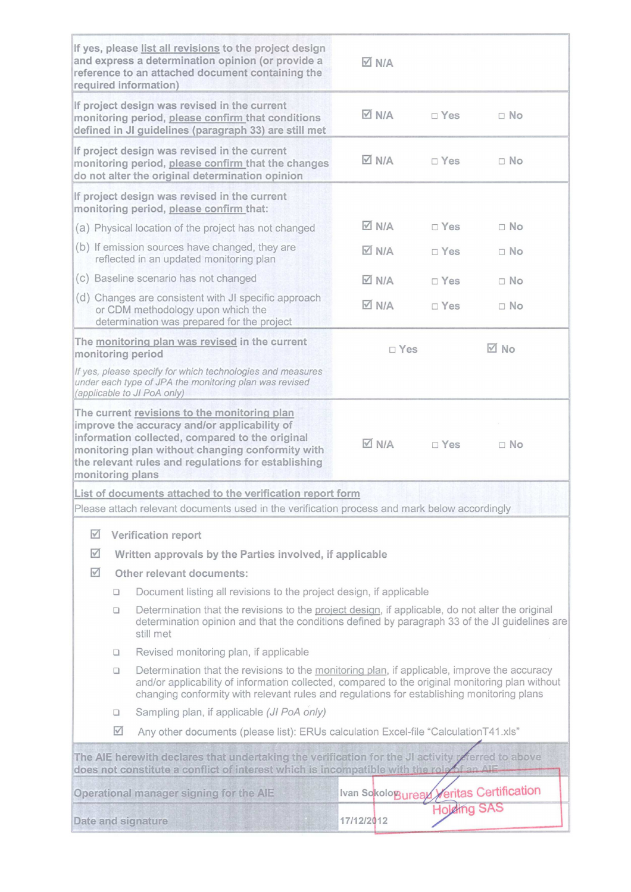| | | | |
|---|---|---|---|
| If yes, please list all revisions to the project design and express a determination opinion (or provide a reference to an attached document containing the required information) | ☑ N/A | | |
| If project design was revised in the current monitoring period, please confirm that conditions defined in JI guidelines (paragraph 33) are still met | ☑ N/A | □ Yes | □ No |
| If project design was revised in the current monitoring period, please confirm that the changes do not alter the original determination opinion | ☑ N/A | □ Yes | □ No |
| If project design was revised in the current monitoring period, please confirm that: | | | |
| (a) Physical location of the project has not changed | ☑ N/A | □ Yes | □ No |
| (b) If emission sources have changed, they are reflected in an updated monitoring plan | ☑ N/A | □ Yes | □ No |
| (c) Baseline scenario has not changed | ☑ N/A | □ Yes | □ No |
| (d) Changes are consistent with JI specific approach or CDM methodology upon which the determination was prepared for the project | ☑ N/A | □ Yes | □ No |
| The monitoring plan was revised in the current monitoring period<br>*If yes, please specify for which technologies and measures under each type of JPA the monitoring plan was revised (applicable to JI PoA only)* | □ Yes | ☑ No | |
| The current revisions to the monitoring plan improve the accuracy and/or applicability of information collected, compared to the original monitoring plan without changing conformity with the relevant rules and regulations for establishing monitoring plans | ☑ N/A | □ Yes | □ No |

**List of documents attached to the verification report form**

Please attach relevant documents used in the verification process and mark below accordingly

- ☑ Verification report
- ☑ Written approvals by the Parties involved, if applicable
- ☑ Other relevant documents:
  - □ Document listing all revisions to the project design, if applicable
  - □ Determination that the revisions to the project design, if applicable, do not alter the original determination opinion and that the conditions defined by paragraph 33 of the JI guidelines are still met
  - □ Revised monitoring plan, if applicable
  - □ Determination that the revisions to the monitoring plan, if applicable, improve the accuracy and/or applicability of information collected, compared to the original monitoring plan without changing conformity with relevant rules and regulations for establishing monitoring plans
  - □ Sampling plan, if applicable *(JI PoA only)*
  - ☑ Any other documents (please list): ERUs calculation Excel-file "CalculationT41.xls"

The AIE herewith declares that undertaking the verification for the JI activity referred to above does not constitute a conflict of interest which is incompatible with the role of an AIE

| | |
|---|---|
| Operational manager signing for the AIE | Ivan Sokolov |
| Date and signature | 17/12/2012 |

Bureau Veritas Certification Holding SAS